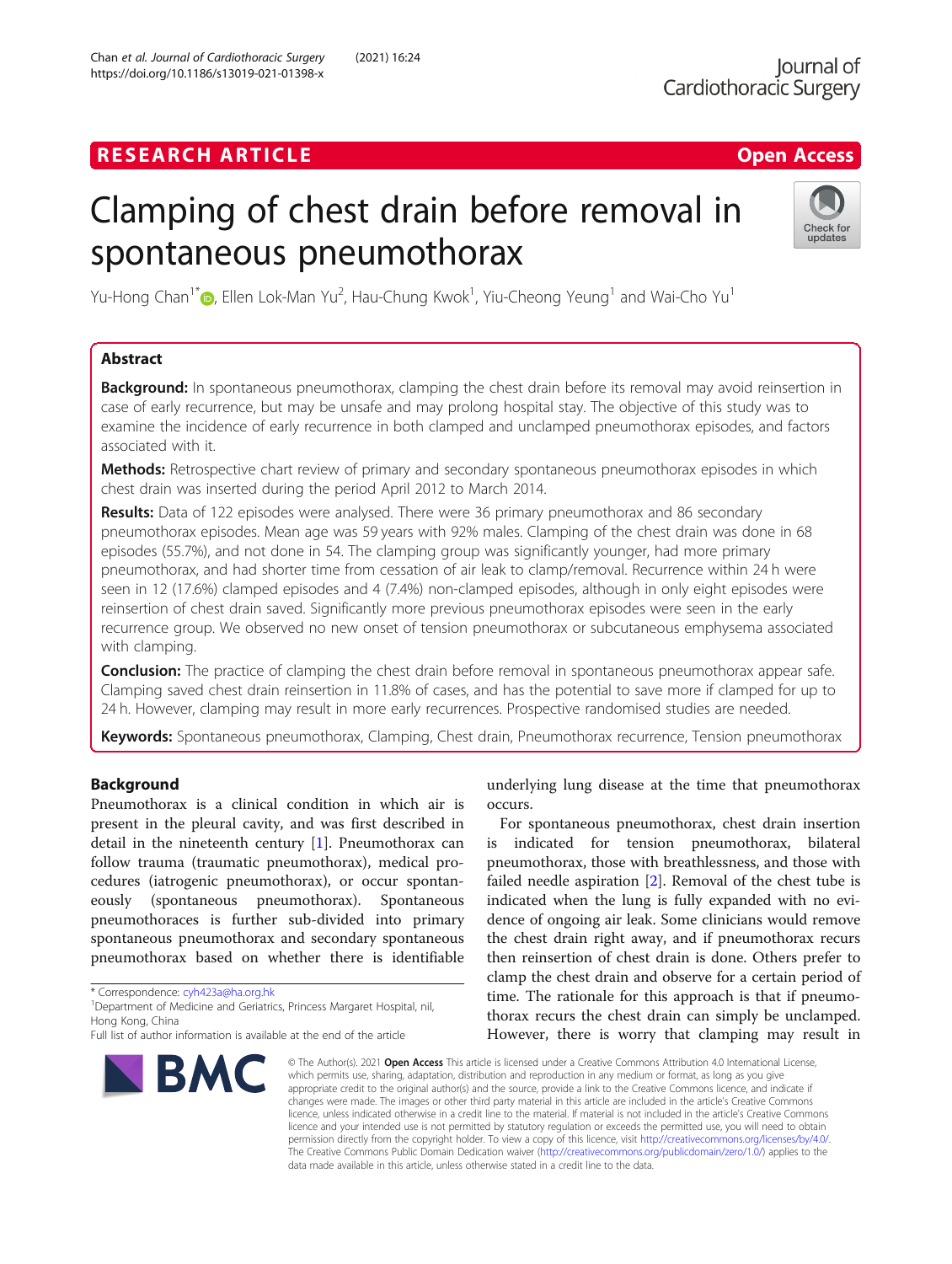RESEARCH ARTICLE

Open Access

# Clamping of chest drain before removal in spontaneous pneumothorax

Yu-Hong Chan[1*], Ellen Lok-Man Yu[2], Hau-Chung Kwok[1], Yiu-Cheong Yeung[1] and Wai-Cho Yu[1]

## Abstract

**Background:** In spontaneous pneumothorax, clamping the chest drain before its removal may avoid reinsertion in case of early recurrence, but may be unsafe and may prolong hospital stay. The objective of this study was to examine the incidence of early recurrence in both clamped and unclamped pneumothorax episodes, and factors associated with it.

**Methods:** Retrospective chart review of primary and secondary spontaneous pneumothorax episodes in which chest drain was inserted during the period April 2012 to March 2014.

**Results:** Data of 122 episodes were analysed. There were 36 primary pneumothorax and 86 secondary pneumothorax episodes. Mean age was 59 years with 92% males. Clamping of the chest drain was done in 68 episodes (55.7%), and not done in 54. The clamping group was significantly younger, had more primary pneumothorax, and had shorter time from cessation of air leak to clamp/removal. Recurrence within 24 h were seen in 12 (17.6%) clamped episodes and 4 (7.4%) non-clamped episodes, although in only eight episodes were reinsertion of chest drain saved. Significantly more previous pneumothorax episodes were seen in the early recurrence group. We observed no new onset of tension pneumothorax or subcutaneous emphysema associated with clamping.

**Conclusion:** The practice of clamping the chest drain before removal in spontaneous pneumothorax appear safe. Clamping saved chest drain reinsertion in 11.8% of cases, and has the potential to save more if clamped for up to 24 h. However, clamping may result in more early recurrences. Prospective randomised studies are needed.

**Keywords:** Spontaneous pneumothorax, Clamping, Chest drain, Pneumothorax recurrence, Tension pneumothorax

## Background

Pneumothorax is a clinical condition in which air is present in the pleural cavity, and was first described in detail in the nineteenth century [1]. Pneumothorax can follow trauma (traumatic pneumothorax), medical procedures (iatrogenic pneumothorax), or occur spontaneously (spontaneous pneumothorax). Spontaneous pneumothoraces is further sub-divided into primary spontaneous pneumothorax and secondary spontaneous pneumothorax based on whether there is identifiable underlying lung disease at the time that pneumothorax occurs.

For spontaneous pneumothorax, chest drain insertion is indicated for tension pneumothorax, bilateral pneumothorax, those with breathlessness, and those with failed needle aspiration [2]. Removal of the chest tube is indicated when the lung is fully expanded with no evidence of ongoing air leak. Some clinicians would remove the chest drain right away, and if pneumothorax recurs then reinsertion of chest drain is done. Others prefer to clamp the chest drain and observe for a certain period of time. The rationale for this approach is that if pneumothorax recurs the chest drain can simply be unclamped. However, there is worry that clamping may result in

* Correspondence: cyh423a@ha.org.hk
[1]Department of Medicine and Geriatrics, Princess Margaret Hospital, nil, Hong Kong, China
Full list of author information is available at the end of the article

© The Author(s). 2021 **Open Access** This article is licensed under a Creative Commons Attribution 4.0 International License, which permits use, sharing, adaptation, distribution and reproduction in any medium or format, as long as you give appropriate credit to the original author(s) and the source, provide a link to the Creative Commons licence, and indicate if changes were made. The images or other third party material in this article are included in the article's Creative Commons licence, unless indicated otherwise in a credit line to the material. If material is not included in the article's Creative Commons licence and your intended use is not permitted by statutory regulation or exceeds the permitted use, you will need to obtain permission directly from the copyright holder. To view a copy of this licence, visit http://creativecommons.org/licenses/by/4.0/. The Creative Commons Public Domain Dedication waiver (http://creativecommons.org/publicdomain/zero/1.0/) applies to the data made available in this article, unless otherwise stated in a credit line to the data.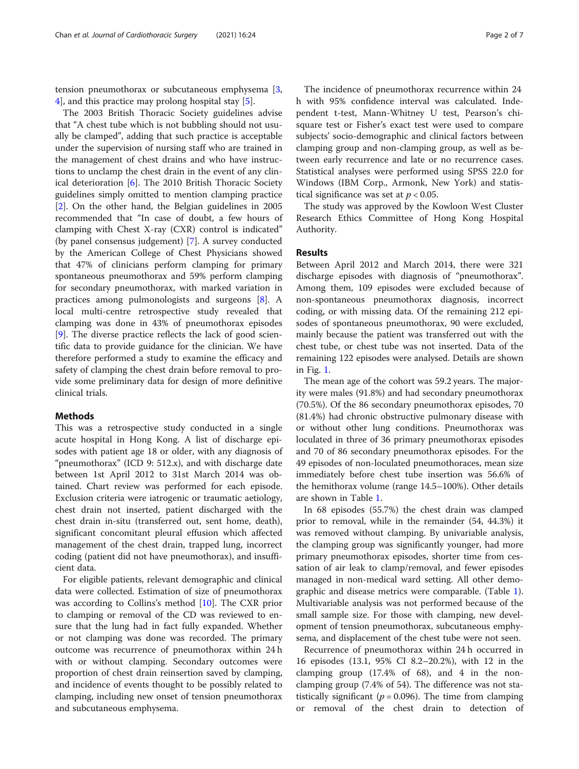tension pneumothorax or subcutaneous emphysema [3, 4], and this practice may prolong hospital stay [5].

The 2003 British Thoracic Society guidelines advise that "A chest tube which is not bubbling should not usually be clamped", adding that such practice is acceptable under the supervision of nursing staff who are trained in the management of chest drains and who have instructions to unclamp the chest drain in the event of any clinical deterioration [6]. The 2010 British Thoracic Society guidelines simply omitted to mention clamping practice [2]. On the other hand, the Belgian guidelines in 2005 recommended that "In case of doubt, a few hours of clamping with Chest X-ray (CXR) control is indicated" (by panel consensus judgement) [7]. A survey conducted by the American College of Chest Physicians showed that 47% of clinicians perform clamping for primary spontaneous pneumothorax and 59% perform clamping for secondary pneumothorax, with marked variation in practices among pulmonologists and surgeons [8]. A local multi-centre retrospective study revealed that clamping was done in 43% of pneumothorax episodes [9]. The diverse practice reflects the lack of good scientific data to provide guidance for the clinician. We have therefore performed a study to examine the efficacy and safety of clamping the chest drain before removal to provide some preliminary data for design of more definitive clinical trials.

## Methods

This was a retrospective study conducted in a single acute hospital in Hong Kong. A list of discharge episodes with patient age 18 or older, with any diagnosis of "pneumothorax" (ICD 9: 512.x), and with discharge date between 1st April 2012 to 31st March 2014 was obtained. Chart review was performed for each episode. Exclusion criteria were iatrogenic or traumatic aetiology, chest drain not inserted, patient discharged with the chest drain in-situ (transferred out, sent home, death), significant concomitant pleural effusion which affected management of the chest drain, trapped lung, incorrect coding (patient did not have pneumothorax), and insufficient data.

For eligible patients, relevant demographic and clinical data were collected. Estimation of size of pneumothorax was according to Collins's method [10]. The CXR prior to clamping or removal of the CD was reviewed to ensure that the lung had in fact fully expanded. Whether or not clamping was done was recorded. The primary outcome was recurrence of pneumothorax within 24 h with or without clamping. Secondary outcomes were proportion of chest drain reinsertion saved by clamping, and incidence of events thought to be possibly related to clamping, including new onset of tension pneumothorax and subcutaneous emphysema.

The incidence of pneumothorax recurrence within 24 h with 95% confidence interval was calculated. Independent t-test, Mann-Whitney U test, Pearson's chi-square test or Fisher's exact test were used to compare subjects' socio-demographic and clinical factors between clamping group and non-clamping group, as well as between early recurrence and late or no recurrence cases. Statistical analyses were performed using SPSS 22.0 for Windows (IBM Corp., Armonk, New York) and statistical significance was set at $p < 0.05$.

The study was approved by the Kowloon West Cluster Research Ethics Committee of Hong Kong Hospital Authority.

## Results

Between April 2012 and March 2014, there were 321 discharge episodes with diagnosis of "pneumothorax". Among them, 109 episodes were excluded because of non-spontaneous pneumothorax diagnosis, incorrect coding, or with missing data. Of the remaining 212 episodes of spontaneous pneumothorax, 90 were excluded, mainly because the patient was transferred out with the chest tube, or chest tube was not inserted. Data of the remaining 122 episodes were analysed. Details are shown in Fig. 1.

The mean age of the cohort was 59.2 years. The majority were males (91.8%) and had secondary pneumothorax (70.5%). Of the 86 secondary pneumothorax episodes, 70 (81.4%) had chronic obstructive pulmonary disease with or without other lung conditions. Pneumothorax was loculated in three of 36 primary pneumothorax episodes and 70 of 86 secondary pneumothorax episodes. For the 49 episodes of non-loculated pneumothoraces, mean size immediately before chest tube insertion was 56.6% of the hemithorax volume (range 14.5–100%). Other details are shown in Table 1.

In 68 episodes (55.7%) the chest drain was clamped prior to removal, while in the remainder (54, 44.3%) it was removed without clamping. By univariable analysis, the clamping group was significantly younger, had more primary pneumothorax episodes, shorter time from cessation of air leak to clamp/removal, and fewer episodes managed in non-medical ward setting. All other demographic and disease metrics were comparable. (Table 1). Multivariable analysis was not performed because of the small sample size. For those with clamping, new development of tension pneumothorax, subcutaneous emphysema, and displacement of the chest tube were not seen.

Recurrence of pneumothorax within 24 h occurred in 16 episodes (13.1, 95% CI 8.2–20.2%), with 12 in the clamping group (17.4% of 68), and 4 in the non-clamping group (7.4% of 54). The difference was not statistically significant ($p = 0.096$). The time from clamping or removal of the chest drain to detection of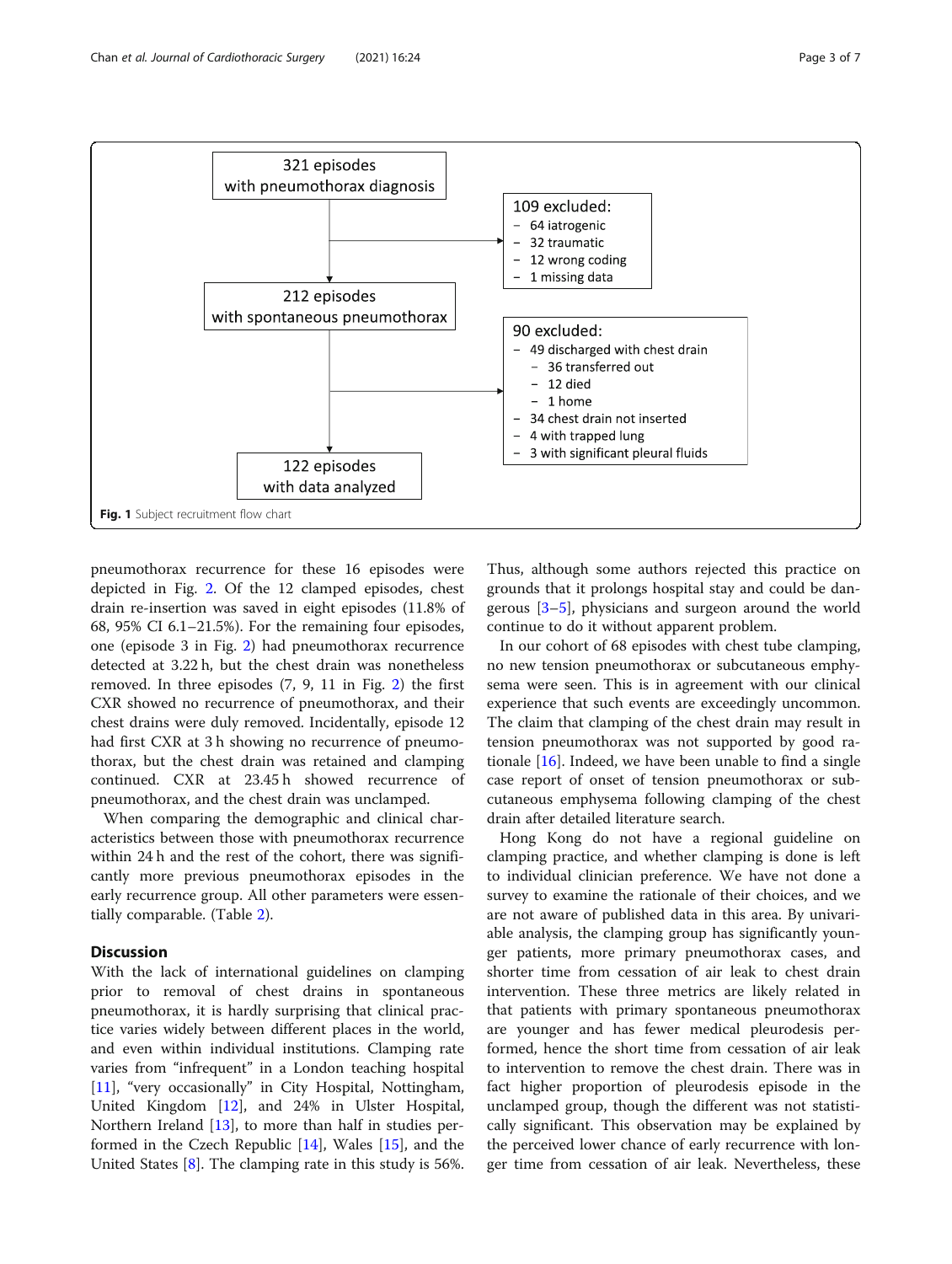321 episodes with pneumothorax diagnosis

109 excluded:
- 64 iatrogenic
- 32 traumatic
- 12 wrong coding
- 1 missing data

212 episodes with spontaneous pneumothorax

90 excluded:
- 49 discharged with chest drain
  - 36 transferred out
  - 12 died
  - 1 home
- 34 chest drain not inserted
- 4 with trapped lung
- 3 with significant pleural fluids

122 episodes with data analyzed

**Fig. 1** Subject recruitment flow chart

pneumothorax recurrence for these 16 episodes were depicted in Fig. 2. Of the 12 clamped episodes, chest drain re-insertion was saved in eight episodes (11.8% of 68, 95% CI 6.1–21.5%). For the remaining four episodes, one (episode 3 in Fig. 2) had pneumothorax recurrence detected at 3.22 h, but the chest drain was nonetheless removed. In three episodes (7, 9, 11 in Fig. 2) the first CXR showed no recurrence of pneumothorax, and their chest drains were duly removed. Incidentally, episode 12 had first CXR at 3 h showing no recurrence of pneumothorax, but the chest drain was retained and clamping continued. CXR at 23.45 h showed recurrence of pneumothorax, and the chest drain was unclamped.

When comparing the demographic and clinical characteristics between those with pneumothorax recurrence within 24 h and the rest of the cohort, there was significantly more previous pneumothorax episodes in the early recurrence group. All other parameters were essentially comparable. (Table 2).

## Discussion

With the lack of international guidelines on clamping prior to removal of chest drains in spontaneous pneumothorax, it is hardly surprising that clinical practice varies widely between different places in the world, and even within individual institutions. Clamping rate varies from "infrequent" in a London teaching hospital [11], "very occasionally" in City Hospital, Nottingham, United Kingdom [12], and 24% in Ulster Hospital, Northern Ireland [13], to more than half in studies performed in the Czech Republic [14], Wales [15], and the United States [8]. The clamping rate in this study is 56%. Thus, although some authors rejected this practice on grounds that it prolongs hospital stay and could be dangerous [3–5], physicians and surgeon around the world continue to do it without apparent problem.

In our cohort of 68 episodes with chest tube clamping, no new tension pneumothorax or subcutaneous emphysema were seen. This is in agreement with our clinical experience that such events are exceedingly uncommon. The claim that clamping of the chest drain may result in tension pneumothorax was not supported by good rationale [16]. Indeed, we have been unable to find a single case report of onset of tension pneumothorax or subcutaneous emphysema following clamping of the chest drain after detailed literature search.

Hong Kong do not have a regional guideline on clamping practice, and whether clamping is done is left to individual clinician preference. We have not done a survey to examine the rationale of their choices, and we are not aware of published data in this area. By univariable analysis, the clamping group has significantly younger patients, more primary pneumothorax cases, and shorter time from cessation of air leak to chest drain intervention. These three metrics are likely related in that patients with primary spontaneous pneumothorax are younger and has fewer medical pleurodesis performed, hence the short time from cessation of air leak to intervention to remove the chest drain. There was in fact higher proportion of pleurodesis episode in the unclamped group, though the different was not statistically significant. This observation may be explained by the perceived lower chance of early recurrence with longer time from cessation of air leak. Nevertheless, these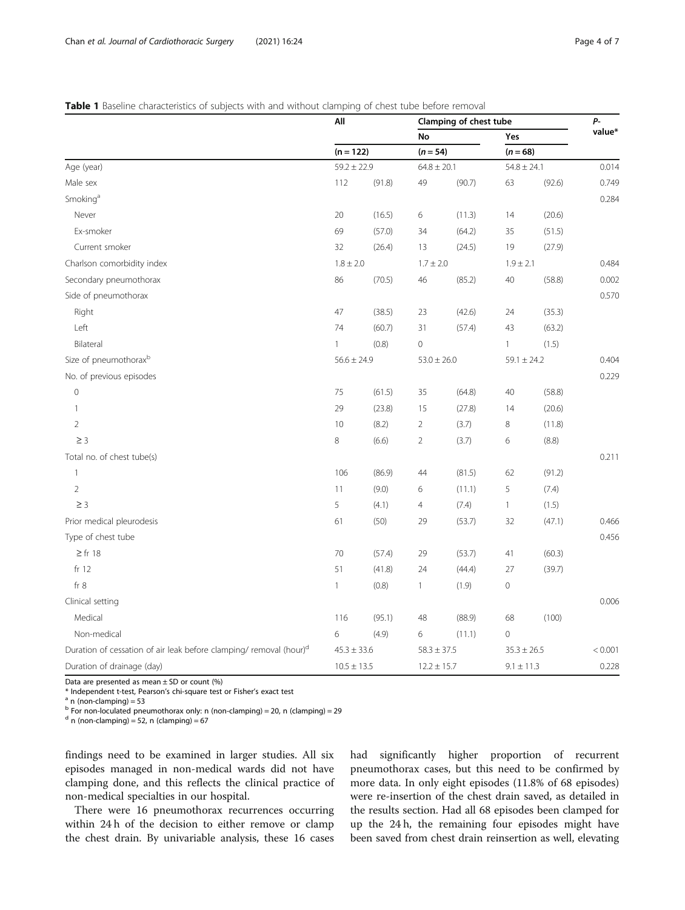**Table 1** Baseline characteristics of subjects with and without clamping of chest tube before removal

| | All | | Clamping of chest tube | | | | P-value* |
|---|---|---|---|---|---|---|---|
| | | | No | | Yes | | |
| | (n = 122) | | (n = 54) | | (n = 68) | | |
| Age (year) | 59.2 ± 22.9 | | 64.8 ± 20.1 | | 54.8 ± 24.1 | | 0.014 |
| Male sex | 112 | (91.8) | 49 | (90.7) | 63 | (92.6) | 0.749 |
| Smoking[a] | | | | | | | 0.284 |
| Never | 20 | (16.5) | 6 | (11.3) | 14 | (20.6) | |
| Ex-smoker | 69 | (57.0) | 34 | (64.2) | 35 | (51.5) | |
| Current smoker | 32 | (26.4) | 13 | (24.5) | 19 | (27.9) | |
| Charlson comorbidity index | 1.8 ± 2.0 | | 1.7 ± 2.0 | | 1.9 ± 2.1 | | 0.484 |
| Secondary pneumothorax | 86 | (70.5) | 46 | (85.2) | 40 | (58.8) | 0.002 |
| Side of pneumothorax | | | | | | | 0.570 |
| Right | 47 | (38.5) | 23 | (42.6) | 24 | (35.3) | |
| Left | 74 | (60.7) | 31 | (57.4) | 43 | (63.2) | |
| Bilateral | 1 | (0.8) | 0 | | 1 | (1.5) | |
| Size of pneumothorax[b] | 56.6 ± 24.9 | | 53.0 ± 26.0 | | 59.1 ± 24.2 | | 0.404 |
| No. of previous episodes | | | | | | | 0.229 |
| 0 | 75 | (61.5) | 35 | (64.8) | 40 | (58.8) | |
| 1 | 29 | (23.8) | 15 | (27.8) | 14 | (20.6) | |
| 2 | 10 | (8.2) | 2 | (3.7) | 8 | (11.8) | |
| ≥ 3 | 8 | (6.6) | 2 | (3.7) | 6 | (8.8) | |
| Total no. of chest tube(s) | | | | | | | 0.211 |
| 1 | 106 | (86.9) | 44 | (81.5) | 62 | (91.2) | |
| 2 | 11 | (9.0) | 6 | (11.1) | 5 | (7.4) | |
| ≥ 3 | 5 | (4.1) | 4 | (7.4) | 1 | (1.5) | |
| Prior medical pleurodesis | 61 | (50) | 29 | (53.7) | 32 | (47.1) | 0.466 |
| Type of chest tube | | | | | | | 0.456 |
| ≥ fr 18 | 70 | (57.4) | 29 | (53.7) | 41 | (60.3) | |
| fr 12 | 51 | (41.8) | 24 | (44.4) | 27 | (39.7) | |
| fr 8 | 1 | (0.8) | 1 | (1.9) | 0 | | |
| Clinical setting | | | | | | | 0.006 |
| Medical | 116 | (95.1) | 48 | (88.9) | 68 | (100) | |
| Non-medical | 6 | (4.9) | 6 | (11.1) | 0 | | |
| Duration of cessation of air leak before clamping/ removal (hour)[d] | 45.3 ± 33.6 | | 58.3 ± 37.5 | | 35.3 ± 26.5 | | < 0.001 |
| Duration of drainage (day) | 10.5 ± 13.5 | | 12.2 ± 15.7 | | 9.1 ± 11.3 | | 0.228 |

Data are presented as mean ± SD or count (%)
* Independent t-test, Pearson's chi-square test or Fisher's exact test
[a] n (non-clamping) = 53
[b] For non-loculated pneumothorax only: n (non-clamping) = 20, n (clamping) = 29
[d] n (non-clamping) = 52, n (clamping) = 67

findings need to be examined in larger studies. All six episodes managed in non-medical wards did not have clamping done, and this reflects the clinical practice of non-medical specialties in our hospital.

There were 16 pneumothorax recurrences occurring within 24 h of the decision to either remove or clamp the chest drain. By univariable analysis, these 16 cases had significantly higher proportion of recurrent pneumothorax cases, but this need to be confirmed by more data. In only eight episodes (11.8% of 68 episodes) were re-insertion of the chest drain saved, as detailed in the results section. Had all 68 episodes been clamped for up the 24 h, the remaining four episodes might have been saved from chest drain reinsertion as well, elevating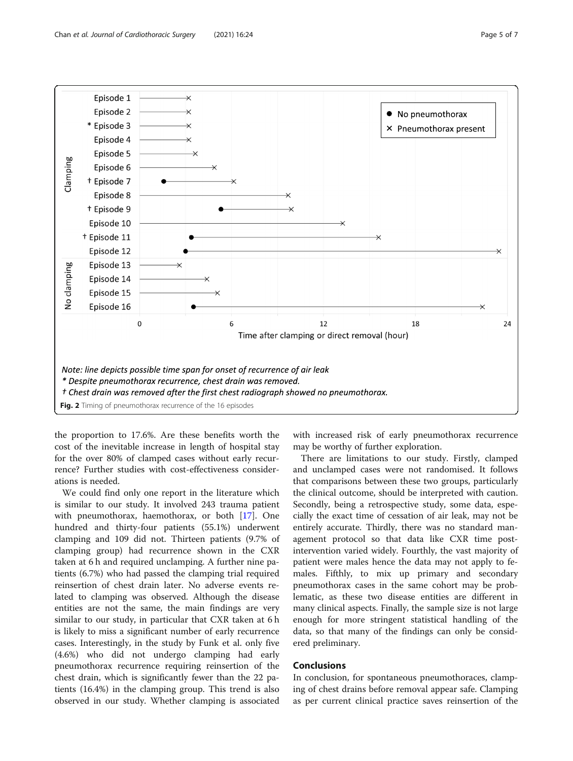Note: line depicts possible time span for onset of recurrence of air leak

\* Despite pneumothorax recurrence, chest drain was removed.

† Chest drain was removed after the first chest radiograph showed no pneumothorax.

**Fig. 2** Timing of pneumothorax recurrence of the 16 episodes

the proportion to 17.6%. Are these benefits worth the cost of the inevitable increase in length of hospital stay for the over 80% of clamped cases without early recurrence? Further studies with cost-effectiveness considerations is needed.

We could find only one report in the literature which is similar to our study. It involved 243 trauma patient with pneumothorax, haemothorax, or both [17]. One hundred and thirty-four patients (55.1%) underwent clamping and 109 did not. Thirteen patients (9.7% of clamping group) had recurrence shown in the CXR taken at 6 h and required unclamping. A further nine patients (6.7%) who had passed the clamping trial required reinsertion of chest drain later. No adverse events related to clamping was observed. Although the disease entities are not the same, the main findings are very similar to our study, in particular that CXR taken at 6 h is likely to miss a significant number of early recurrence cases. Interestingly, in the study by Funk et al. only five (4.6%) who did not undergo clamping had early pneumothorax recurrence requiring reinsertion of the chest drain, which is significantly fewer than the 22 patients (16.4%) in the clamping group. This trend is also observed in our study. Whether clamping is associated with increased risk of early pneumothorax recurrence may be worthy of further exploration.

There are limitations to our study. Firstly, clamped and unclamped cases were not randomised. It follows that comparisons between these two groups, particularly the clinical outcome, should be interpreted with caution. Secondly, being a retrospective study, some data, especially the exact time of cessation of air leak, may not be entirely accurate. Thirdly, there was no standard management protocol so that data like CXR time post-intervention varied widely. Fourthly, the vast majority of patient were males hence the data may not apply to females. Fifthly, to mix up primary and secondary pneumothorax cases in the same cohort may be problematic, as these two disease entities are different in many clinical aspects. Finally, the sample size is not large enough for more stringent statistical handling of the data, so that many of the findings can only be considered preliminary.

## Conclusions

In conclusion, for spontaneous pneumothoraces, clamping of chest drains before removal appear safe. Clamping as per current clinical practice saves reinsertion of the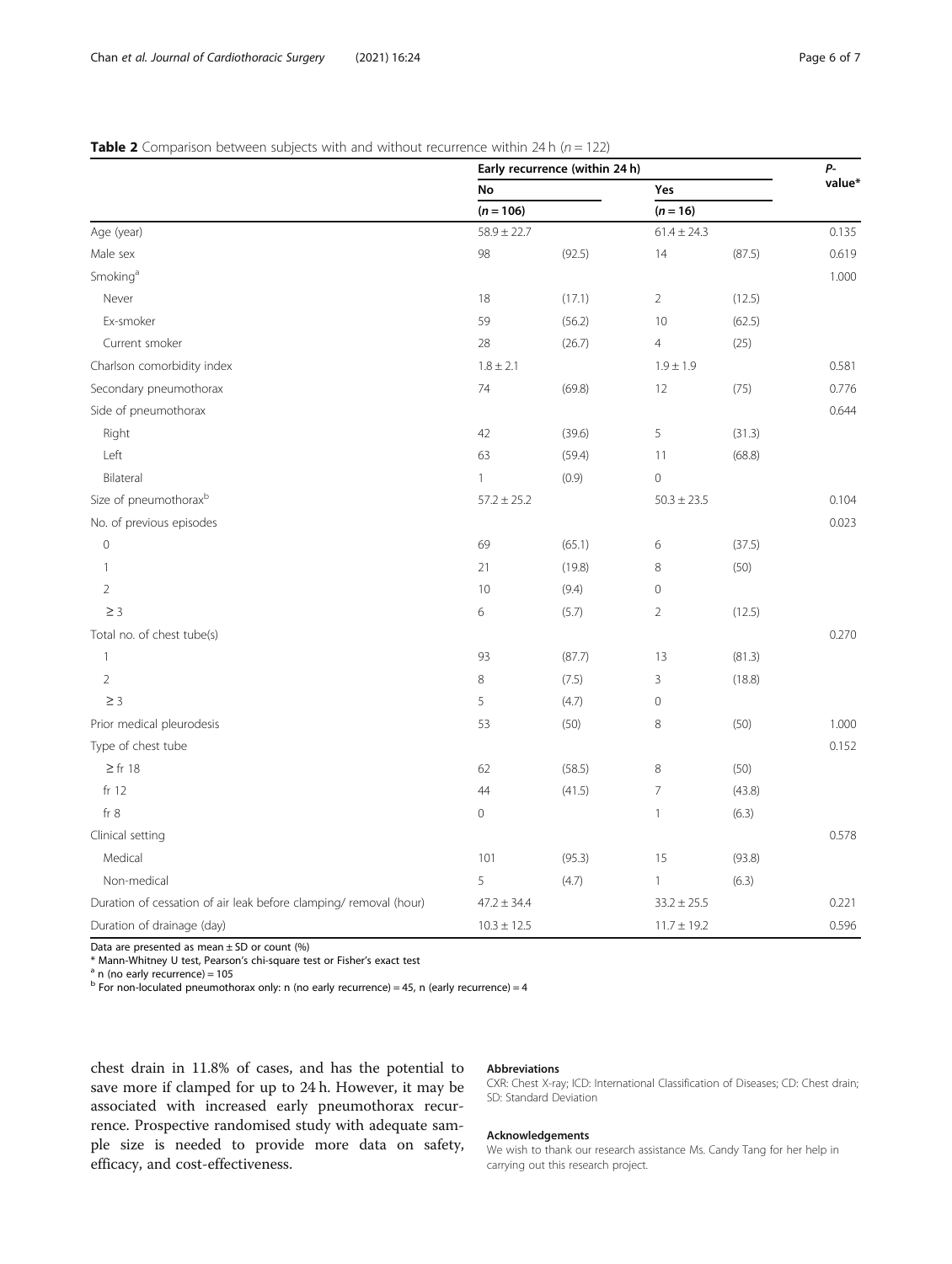**Table 2** Comparison between subjects with and without recurrence within 24 h ($n = 122$)

| | Early recurrence (within 24 h) | | | | P-value* |
|---|---|---|---|---|---|
| | No | | Yes | | |
| | ($n = 106$) | | ($n = 16$) | | |
| Age (year) | 58.9 ± 22.7 | | 61.4 ± 24.3 | | 0.135 |
| Male sex | 98 | (92.5) | 14 | (87.5) | 0.619 |
| Smoking[a] | | | | | 1.000 |
| Never | 18 | (17.1) | 2 | (12.5) | |
| Ex-smoker | 59 | (56.2) | 10 | (62.5) | |
| Current smoker | 28 | (26.7) | 4 | (25) | |
| Charlson comorbidity index | 1.8 ± 2.1 | | 1.9 ± 1.9 | | 0.581 |
| Secondary pneumothorax | 74 | (69.8) | 12 | (75) | 0.776 |
| Side of pneumothorax | | | | | 0.644 |
| Right | 42 | (39.6) | 5 | (31.3) | |
| Left | 63 | (59.4) | 11 | (68.8) | |
| Bilateral | 1 | (0.9) | 0 | | |
| Size of pneumothorax[b] | 57.2 ± 25.2 | | 50.3 ± 23.5 | | 0.104 |
| No. of previous episodes | | | | | 0.023 |
| 0 | 69 | (65.1) | 6 | (37.5) | |
| 1 | 21 | (19.8) | 8 | (50) | |
| 2 | 10 | (9.4) | 0 | | |
| ≥ 3 | 6 | (5.7) | 2 | (12.5) | |
| Total no. of chest tube(s) | | | | | 0.270 |
| 1 | 93 | (87.7) | 13 | (81.3) | |
| 2 | 8 | (7.5) | 3 | (18.8) | |
| ≥ 3 | 5 | (4.7) | 0 | | |
| Prior medical pleurodesis | 53 | (50) | 8 | (50) | 1.000 |
| Type of chest tube | | | | | 0.152 |
| ≥ fr 18 | 62 | (58.5) | 8 | (50) | |
| fr 12 | 44 | (41.5) | 7 | (43.8) | |
| fr 8 | 0 | | 1 | (6.3) | |
| Clinical setting | | | | | 0.578 |
| Medical | 101 | (95.3) | 15 | (93.8) | |
| Non-medical | 5 | (4.7) | 1 | (6.3) | |
| Duration of cessation of air leak before clamping/ removal (hour) | 47.2 ± 34.4 | | 33.2 ± 25.5 | | 0.221 |
| Duration of drainage (day) | 10.3 ± 12.5 | | 11.7 ± 19.2 | | 0.596 |

Data are presented as mean ± SD or count (%)
* Mann-Whitney U test, Pearson's chi-square test or Fisher's exact test
[a] n (no early recurrence) = 105
[b] For non-loculated pneumothorax only: n (no early recurrence) = 45, n (early recurrence) = 4

chest drain in 11.8% of cases, and has the potential to save more if clamped for up to 24 h. However, it may be associated with increased early pneumothorax recurrence. Prospective randomised study with adequate sample size is needed to provide more data on safety, efficacy, and cost-effectiveness.

#### Abbreviations

CXR: Chest X-ray; ICD: International Classification of Diseases; CD: Chest drain; SD: Standard Deviation

#### Acknowledgements

We wish to thank our research assistance Ms. Candy Tang for her help in carrying out this research project.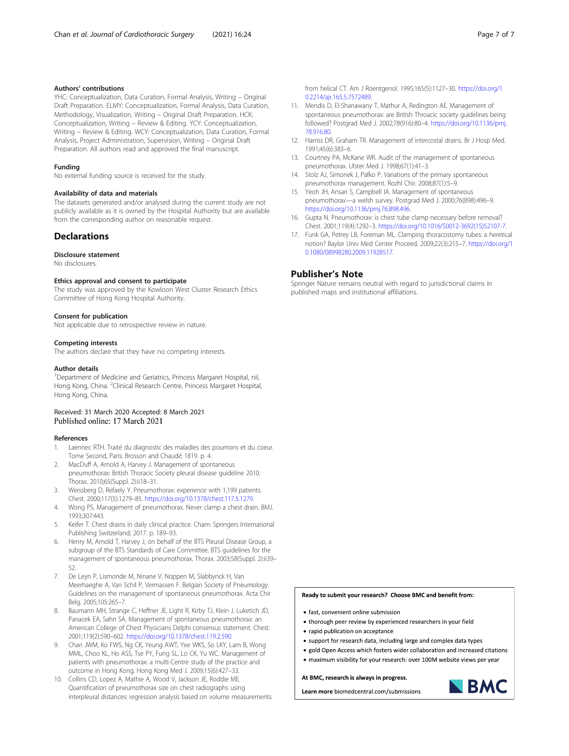### Authors' contributions

YHC: Conceptualization, Data Curation, Formal Analysis, Writing – Original Draft Preparation. ELMY: Conceptualization, Formal Analysis, Data Curation, Methodology, Visualization, Writing – Original Draft Preparation. HCK: Conceptualization, Writing – Review & Editing. YCY: Conceptualization, Writing – Review & Editing. WCY: Conceptualization, Data Curation, Formal Analysis, Project Administration, Supervision, Writing – Original Draft Preparation. All authors read and approved the final manuscript.

### Funding

No external funding source is received for the study.

### Availability of data and materials

The datasets generated and/or analysed during the current study are not publicly available as it is owned by the Hospital Authority but are available from the corresponding author on reasonable request.

## Declarations

### Disclosure statement

No disclosures.

### Ethics approval and consent to participate

The study was approved by the Kowloon West Cluster Research Ethics Committee of Hong Kong Hospital Authority.

### Consent for publication

Not applicable due to retrospective review in nature.

### Competing interests

The authors declare that they have no competing interests.

### Author details

[1]Department of Medicine and Geriatrics, Princess Margaret Hospital, nil, Hong Kong, China. [2]Clinical Research Centre, Princess Margaret Hospital, Hong Kong, China.

Received: 31 March 2020 Accepted: 8 March 2021
Published online: 17 March 2021

### References

1. Laennec RTH. Traité du diagnostic des maladies des poumons et du coeur. Tome Second, Paris: Brosson and Chaudé; 1819. p. 4.
2. MacDuff A, Arnold A, Harvey J. Management of spontaneous pneumothorax: British Thoracic Society pleural disease guideline 2010. Thorax. 2010;65(Suppl. 2):ii18–31.
3. Weissberg D, Refaely Y. Pneumothorax: experience with 1,199 patients. Chest. 2000;117(5):1279–85. https://doi.org/10.1378/chest.117.5.1279.
4. Wong PS. Management of pneumothorax. Never clamp a chest drain. BMJ. 1993;307:443.
5. Keifer T. Chest drains in daily clinical practice. Cham: Springers International Publishing Switzerland; 2017. p. 189–93.
6. Henry M, Arnold T, Harvey J, on behalf of the BTS Pleural Disease Group, a subgroup of the BTS Standards of Care Committee. BTS guidelines for the management of spontaneous pneumothorax. Thorax. 2003;58(Suppl. 2):ii39–52.
7. De Leyn P, Lismonde M, Ninane V, Noppen M, Slabbynck H, Van Meerhaeghe A, Van Schil P, Vermassen F. Belgian Society of Pneumology. Guidelines on the management of spontaneous pneumothorax. Acta Chir Belg. 2005;105:265–7.
8. Baumann MH, Strange C, Heffner JE, Light R, Kirby TJ, Klein J, Luketich JD, Panacek EA, Sahn SA. Management of spontaneous pneumothorax: an American College of Chest Physicians Delphi consensus statement. Chest. 2001;119(2):590–602. https://doi.org/10.1378/chest.119.2.590.
9. Chan JWM, Ko FWS, Ng CK, Yeung AWT, Yee WKS, So LKY, Lam B, Wong MML, Choo KL, Ho ASS, Tse PY, Fung SL, Lo CK, Yu WC. Management of patients with pneumothorax: a multi-Centre study of the practice and outcome in Hong Kong. Hong Kong Med J. 2009;15(6):427–33.
10. Collins CD, Lopez A, Mathie A, Wood V, Jackson JE, Roddie ME. Quantification of pneumothorax size on chest radiographs using interpleural distances: regression analysis based on volume measurements from helical CT. Am J Roentgenol. 1995;165(5):1127–30. https://doi.org/10.2214/ajr.165.5.7572489.
11. Mendis D, El-Shanawany T, Mathur A, Redington AE. Management of spontaneous pneumothorax: are British Throacic society guidelines being followed? Postgrad Med J. 2002;78(916):80–4. https://doi.org/10.1136/pmj.78.916.80.
12. Harriss DR, Graham TR. Management of intercostal drains. Br J Hosp Med. 1991;45(6):383–6.
13. Courtney PA, McKane WR. Audit of the management of spontaneous pneumothorax. Ulster Med J. 1998;67(1):41–3.
14. Stolz AJ, Simonek J, Pafko P. Variations of the primary spontaneous pneumothorax management. Rozhl Chir. 2008;87(1):5–9.
15. Yeoh JH, Ansari S, Campbell IA. Management of spontaneous pneumothorax—a welsh survey. Postgrad Med J. 2000;76(898):496–9. https://doi.org/10.1136/pmj.76.898.496.
16. Gupta N. Pneumothorax: is chest tube clamp necessary before removal? Chest. 2001;119(4):1292–3. https://doi.org/10.1016/S0012-3692(15)52107-7.
17. Funk GA, Petrey LB, Foreman ML. Clamping thoracostomy tubes: a heretical notion? Baylor Univ Med Center Proceed. 2009;22(3):215–7. https://doi.org/10.1080/08998280.2009.11928517.

## Publisher's Note

Springer Nature remains neutral with regard to jurisdictional claims in published maps and institutional affiliations.

Ready to submit your research? Choose BMC and benefit from:

- fast, convenient online submission
- thorough peer review by experienced researchers in your field
- rapid publication on acceptance
- support for research data, including large and complex data types
- gold Open Access which fosters wider collaboration and increased citations
- maximum visibility for your research: over 100M website views per year

At BMC, research is always in progress.

Learn more biomedcentral.com/submissions